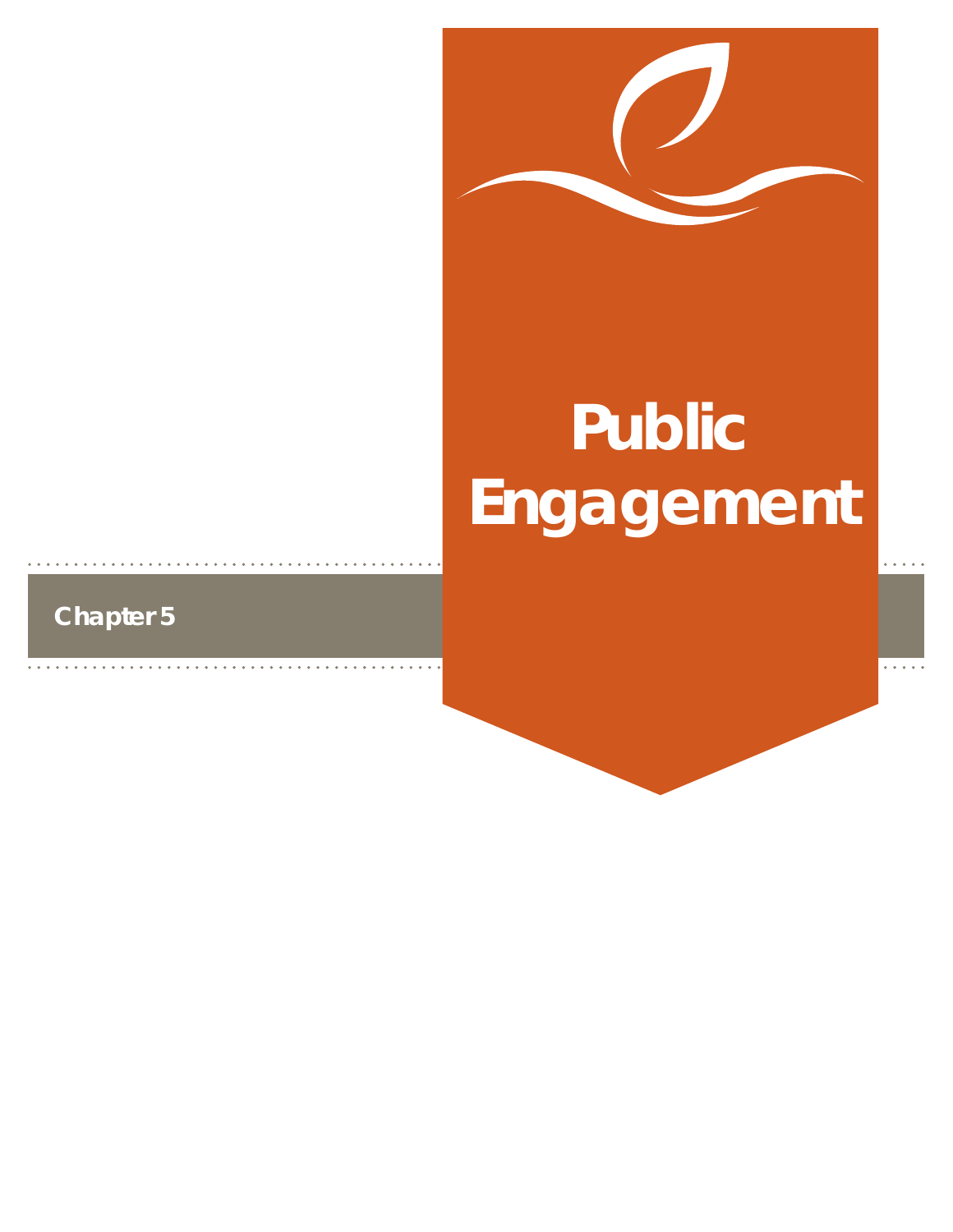Chapter 5

# Public Engagement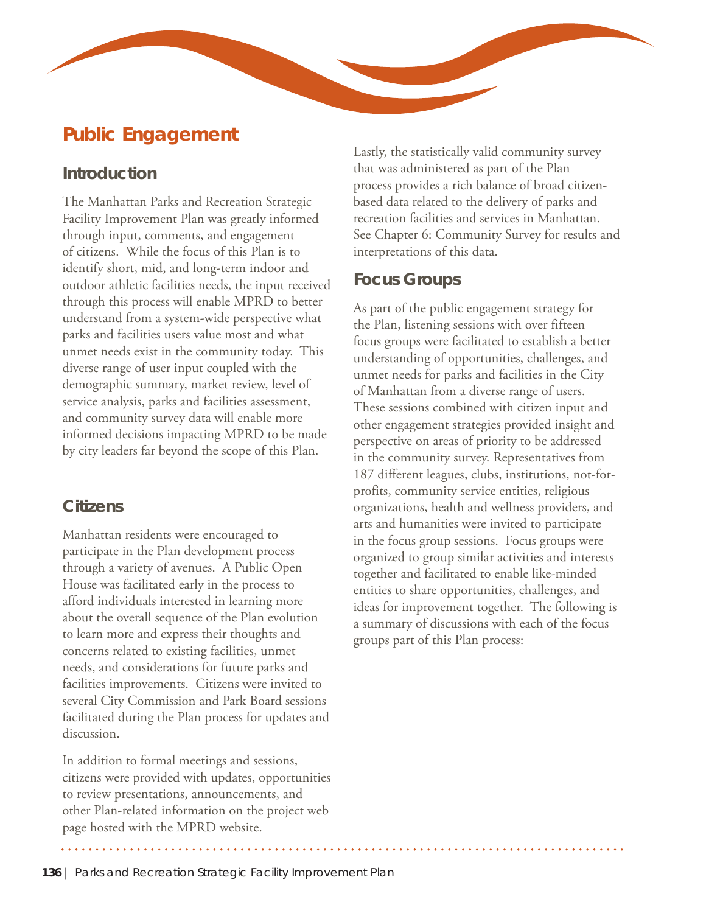# Public Engagement

## Introduction

The Manhattan Parks and Recreation Strategic Facility Improvement Plan was greatly informed through input, comments, and engagement of citizens. While the focus of this Plan is to identify short, mid, and long-term indoor and outdoor athletic facilities needs, the input received through this process will enable MPRD to better understand from a system-wide perspective what parks and facilities users value most and what unmet needs exist in the community today. This diverse range of user input coupled with the demographic summary, market review, level of service analysis, parks and facilities assessment, and community survey data will enable more informed decisions impacting MPRD to be made by city leaders far beyond the scope of this Plan.

## Citizens

Manhattan residents were encouraged to participate in the Plan development process through a variety of avenues. A Public Open House was facilitated early in the process to afford individuals interested in learning more about the overall sequence of the Plan evolution to learn more and express their thoughts and concerns related to existing facilities, unmet needs, and considerations for future parks and facilities improvements. Citizens were invited to several City Commission and Park Board sessions facilitated during the Plan process for updates and discussion.

In addition to formal meetings and sessions, citizens were provided with updates, opportunities to review presentations, announcements, and other Plan-related information on the project web page hosted with the MPRD website.

Lastly, the statistically valid community survey that was administered as part of the Plan process provides a rich balance of broad citizen-based data related to the delivery of parks and recreation facilities and services in Manhattan. See Chapter 6: Community Survey for results and interpretations of this data.

## Focus Groups

As part of the public engagement strategy for the Plan, listening sessions with over fifteen focus groups were facilitated to establish a better understanding of opportunities, challenges, and unmet needs for parks and facilities in the City of Manhattan from a diverse range of users. These sessions combined with citizen input and other engagement strategies provided insight and perspective on areas of priority to be addressed in the community survey. Representatives from 187 different leagues, clubs, institutions, not-for-profits, community service entities, religious organizations, health and wellness providers, and arts and humanities were invited to participate in the focus group sessions. Focus groups were organized to group similar activities and interests together and facilitated to enable like-minded entities to share opportunities, challenges, and ideas for improvement together. The following is a summary of discussions with each of the focus groups part of this Plan process: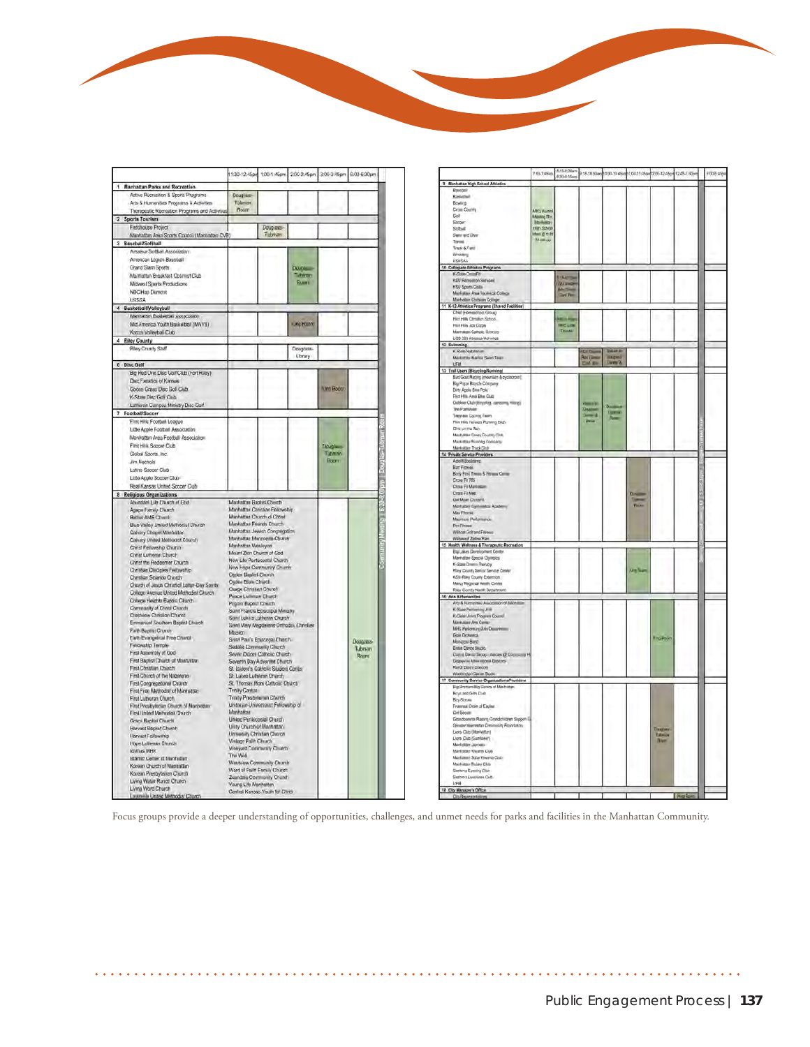| | 11:30-12:45pm | 1:00-1:45pm | 2:00-2:45pm | 3:00-3:45pm | 6:00-6:30pm | Community Meeting 6:30-8:00pm Douglass-Tubman Room |
|---|---|---|---|---|---|---|
| **1 Manhattan Parks and Recreation** | | | | | | |
| Active Recreation & Sports Programs; Arts & Humanities Programs & Activities; Therapeutic Recreation Programs and Activities | Douglass-Tubman Room | | | | | |
| **2 Sports Tourism** | | | | | | |
| Fieldhouse Project; Manhattan Area Sports Council (Manhattan CVB) | | Douglass-Tubman | | | | |
| **3 Baseball/Softball** | | | | | | |
| Amateur Softball Association; American Legion Baseball; Grand Slam Sports; Manhattan Breakfast Optimist Club; Midwest Sports Productions; NBC/Has Diamond; USSSA | | | Douglass-Tubman Room | | | |
| **4 Basketball/Volleyball** | | | | | | |
| Manhattan Basketball Association; Mid America Youth Basketball (MAYB); Konza Volleyball Club | | | King Room | | | |
| **4 Riley County** | | | | | | |
| Riley County Staff | | | Douglass-Library | | | |
| **6 Disc Golf** | | | | | | |
| Big Red One Disc Golf Club (Fort Riley); Disc Fanatics of Kansas; Goose Grass Disc Golf Club; K-State Disc Golf Club; Lutheran Campus Ministry Disc Golf | | | | King Room | | |
| **7 Football/Soccer** | | | | | | |
| Flint Hills Football League; Little Apple Football Association; Manhattan Area Football Association; Flint Hills Soccer Club; Global Sports, Inc.; Jim Keenole; Latino Soccer Club; Little Apple Soccer Club; Real Kansas United Soccer Club | | | | Douglass-Tubman Room | | |
| **8 Religious Organizations** | | | | | | |
| Abundant Life Church of God; Agape Family Church; Bethel AME Church; Blue Valley United Methodist Church; Calvary Chapel Manhattan; Calvary United Methodist Church; Christ Fellowship Church; Christ Lutheran Church; Christ the Redeemer Church; Christian Disciples Fellowship; Christian Science Church; Church of Jesus Christ of Latter-Day Saints; College Avenue United Methodist Church; College Heights Baptist Church; Community of Christ Church; Crestview Christian Church; Emmanuel Southern Baptist Church; Faith Baptist Church; Faith Evangelical Free Church; Fellowship Temple; First Assembly of God; First Baptist Church of Manhattan; First Christian Church; First Church of the Nazarene; First Congregational Church; First Free Methodist of Manhattan; First Lutheran Church; First Presbyterian Church of Manhattan; First United Methodist Church; Grace Baptist Church; Harvest Baptist Church; Harvest Fellowship; Hope Lutheran Church; Ichthus MHH; Islamic Center of Manhattan; Korean Church of Manhattan; Korean Presbyterian Church; Living Water Ranch Church; Living Word Church; Leasville United Methodist Church; Manhattan Baptist Church; Manhattan Christian Fellowship; Manhattan Church of Christ; Manhattan Friends Church; Manhattan Jewish Congregation; Manhattan Mennonite Church; Manhattan Wesleyan; Mount Zion Church of God; New Life Pentecostal Church; New Hope Community Church; Ogden Baptist Church; Ogden Bible Church; Osage Christian Church; Peace Lutheran Church; Pilgrim Baptist Church; Saint Francis Episcopal Ministry; Saint Luke's Lutheran Church; Saint Mary Magdalene Orthodox Christian Mission; Saint Paul's Episcopal Church; Sedalia Community Church; Seven Dolors Catholic Church; Seventh Day Adventist Church; St. Isidore's Catholic Student Center; St. Lukes Lutheran Church; St. Thomas More Catholic Church; Trinity Cantor; Trinity Presbyterian Church; Unitarian-Universalist Fellowship of Manhattan; United Pentecostal Church; Unity Church of Manhattan; University Christian Church; Vintage Faith Church; Vineyard Community Church; The Well; Westview Community Church; Word of Faith Family Church; Zeandale Community Church; Young Life Manhattan; Central Kansas Youth for Christ | | | | | Douglass-Tubman Room | |

| | 7:00-7:45am | 8:15-9:00am / 8:30-9:15am | 9:15-10:00am | 10:00-10:45am | 11:00-11:45am | 12:00-12:45pm | 12:45-1:30pm | Steering Committee Meeting, Douglass-Tubman Room | 6:00-6:45pm |
|---|---|---|---|---|---|---|---|---|---|
| **9 Manhattan High School Athletics** | | | | | | | | | |
| Baseball; Basketball; Bowling; Cross Country; Golf; Soccer; Softball; Swim and Dive; Tennis; Track & Field; Wrestling; KSHSAA | MHS Award Meeting Rm Manhattan High School Meet @ 6:45 for set-up | | | | | | | | |
| **10 Collegiate Athletics Programs** | | | | | | | | | |
| K-State CrossFit; KSU Recreation Services; KSU Sports Clubs; Manhattan Area Technical College; Manhattan Christian College | | 8:15-9:00am UFM ... Conf. Rm | | | | | | | |
| **11 K-12 Athletics Programs (Shared Facilities)** | | | | | | | | | |
| Chief (Homeschool Group); Flint Hills Christian School; Flint Hills Job Corps; Manhattan Catholic Schools; USD 383 Kansas/Activities | | 8:30-9:15am MHS Little Theatre | | | | | | | |
| **12 Swimming** | | | | | | | | | |
| K-State Natatorium; Manhattan Marlins Swim Team; UFM | | | City Commission Rm / Conf. Rm | Douglass-Tubman Center & | | | | | |
| **13 Trail Users (Bicycling/Running)** | | | | | | | | | |
| Bad Goat Racing (mountain & cyclocross); Big Poppi Bicycle Company; Dirty Apple Bike Polo; Flint Hills Area Bike Club; Outdoor Club (bicycling, canoeing, hiking); The Pathfinder; Tiegreen Cycling Team; Flint Hills Heroes Running Club; Dirty on the Run; Manhattan Cross Country Club; Manhattan Running Company; Manhattan Track Club | | | Warner M. Douglass Center & Annex | Douglass-Tubman Room | | | | | |
| **14 Private Service Providers** | | | | | | | | | |
| Adell Bootcamp; Barr Fitness; Body First Tennis & Fitness Center; Cross Fit 785; Cross Fit Manhattan; Cross Fit MeN; Del Mam Church; Manhattan Gymnastics Academy; Max Fitness; Maximum Performance; Pro Fitness; Wildcat Softland Fitness; Wildwood Zipline/Park | | | | | Douglass-Tubman Room | | | | |
| **15 Health, Wellness & Therapeutic Recreation** | | | | | | | | | |
| Big Lakes Development Center; Manhattan Special Olympics; K-State Drama Therapy; Riley County Senior Service Center; KSU-Riley County Extension; Mercy Regional Health Center; Riley County Health Department | | | | | King Room | | | | |
| **16 Arts & Humanities** | | | | | | | | | |
| Arts & Humanities Association of Manhattan; K-State Performing Arts; K-State Union Program Council; Manhattan Arts Center; MHS Performing Arts Department; Graf Orchestra; Municipal Band; Bettis Dance Studio; Contra Dance Group - dances @ Community House; Grapevine International Dancers; Randi Dance Classes; Washington Dance Studio | | | | | | King Room | | | |
| **17 Community Service Organizations/Providers** | | | | | | | | | |
| Big Brothers/Big Sisters of Manhattan; Boys and Girls Club; Boy Scouts; Fraternal Order of Eagles; Girl Scouts; Grandparents Raising Grandchildren Support Group; Greater Manhattan Community Foundation; Lions Club (Manhattan); Lions Club (Sunflower); Manhattan Jaycees; Manhattan Kiwanis Club; Manhattan Solar Kiwanis Club; Manhattan Rotary Club; Sertoma Evening Club; Sertoma Luncheon Club; UFM | | | | | | Douglass-Tubman Room | | | |
| **18 City Manager's Office** | | | | | | | | | |
| City Representatives | | | | | | | King Room | | |

Focus groups provide a deeper understanding of opportunities, challenges, and unmet needs for parks and facilities in the Manhattan Community.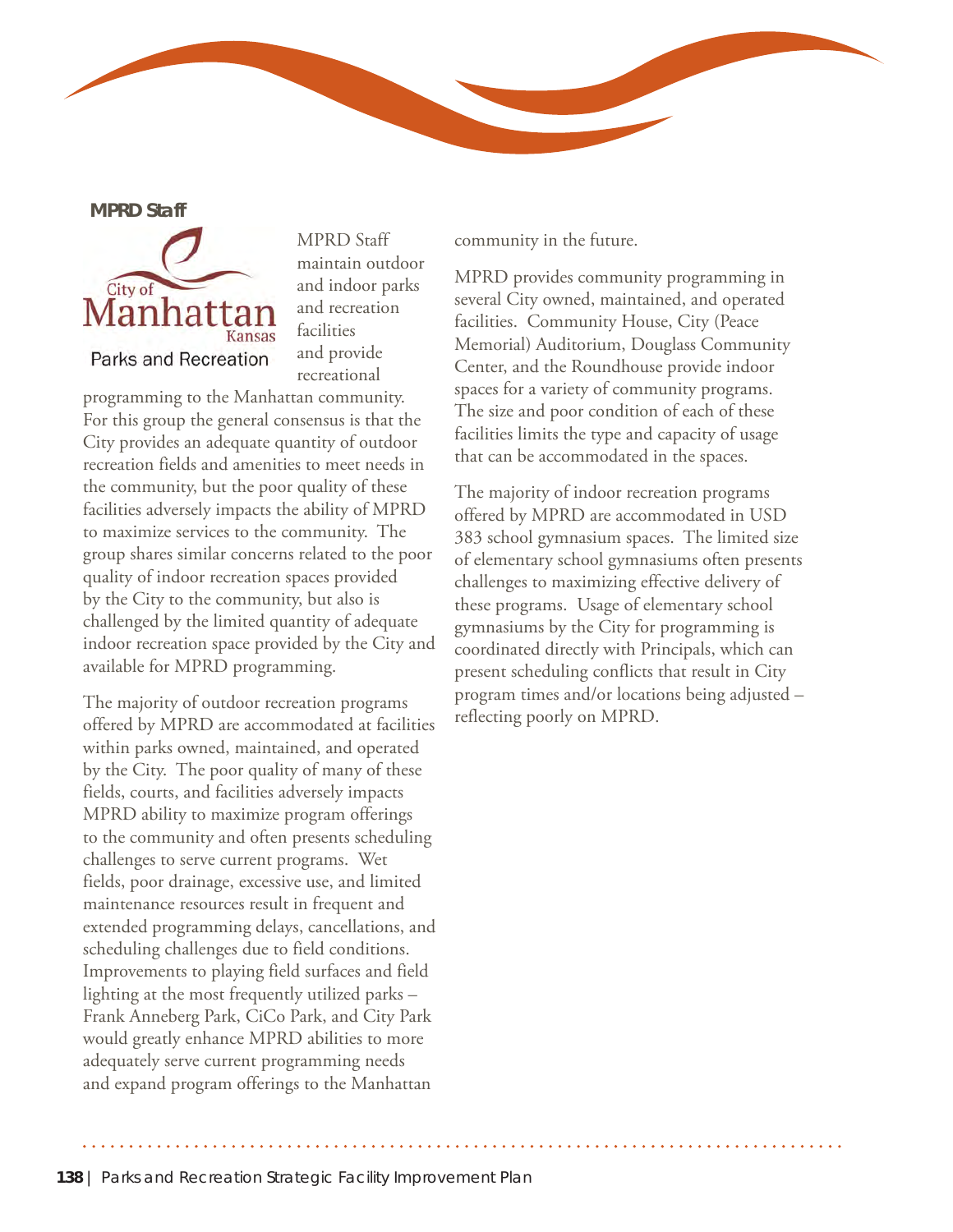**MPRD Staff**

MPRD Staff maintain outdoor and indoor parks and recreation facilities and provide recreational programming to the Manhattan community. For this group the general consensus is that the City provides an adequate quantity of outdoor recreation fields and amenities to meet needs in the community, but the poor quality of these facilities adversely impacts the ability of MPRD to maximize services to the community. The group shares similar concerns related to the poor quality of indoor recreation spaces provided by the City to the community, but also is challenged by the limited quantity of adequate indoor recreation space provided by the City and available for MPRD programming.

The majority of outdoor recreation programs offered by MPRD are accommodated at facilities within parks owned, maintained, and operated by the City. The poor quality of many of these fields, courts, and facilities adversely impacts MPRD ability to maximize program offerings to the community and often presents scheduling challenges to serve current programs. Wet fields, poor drainage, excessive use, and limited maintenance resources result in frequent and extended programming delays, cancellations, and scheduling challenges due to field conditions. Improvements to playing field surfaces and field lighting at the most frequently utilized parks – Frank Anneberg Park, CiCo Park, and City Park would greatly enhance MPRD abilities to more adequately serve current programming needs and expand program offerings to the Manhattan community in the future.

MPRD provides community programming in several City owned, maintained, and operated facilities. Community House, City (Peace Memorial) Auditorium, Douglass Community Center, and the Roundhouse provide indoor spaces for a variety of community programs. The size and poor condition of each of these facilities limits the type and capacity of usage that can be accommodated in the spaces.

The majority of indoor recreation programs offered by MPRD are accommodated in USD 383 school gymnasium spaces. The limited size of elementary school gymnasiums often presents challenges to maximizing effective delivery of these programs. Usage of elementary school gymnasiums by the City for programming is coordinated directly with Principals, which can present scheduling conflicts that result in City program times and/or locations being adjusted – reflecting poorly on MPRD.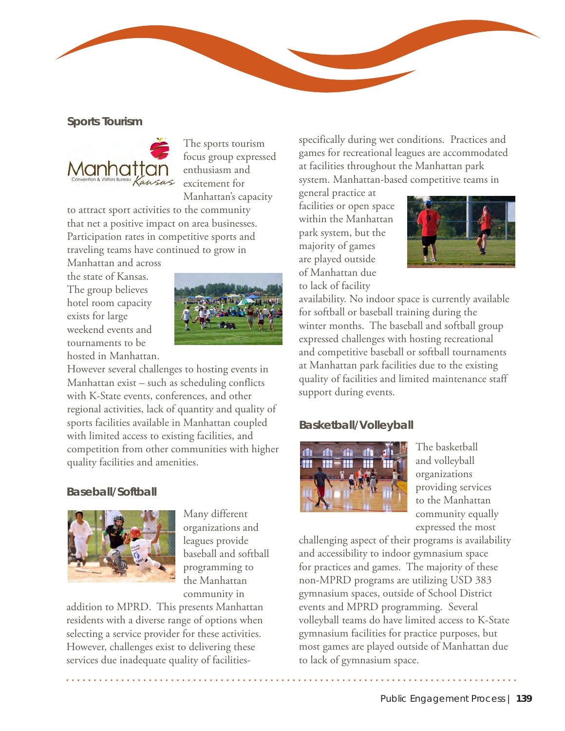### Sports Tourism

The sports tourism focus group expressed enthusiasm and excitement for Manhattan's capacity to attract sport activities to the community that net a positive impact on area businesses. Participation rates in competitive sports and traveling teams have continued to grow in Manhattan and across the state of Kansas. The group believes hotel room capacity exists for large weekend events and tournaments to be hosted in Manhattan. However several challenges to hosting events in Manhattan exist – such as scheduling conflicts with K-State events, conferences, and other regional activities, lack of quantity and quality of sports facilities available in Manhattan coupled with limited access to existing facilities, and competition from other communities with higher quality facilities and amenities.

### Baseball/Softball

Many different organizations and leagues provide baseball and softball programming to the Manhattan community in addition to MPRD. This presents Manhattan residents with a diverse range of options when selecting a service provider for these activities. However, challenges exist to delivering these services due inadequate quality of facilities-specifically during wet conditions. Practices and games for recreational leagues are accommodated at facilities throughout the Manhattan park system. Manhattan-based competitive teams in general practice at facilities or open space within the Manhattan park system, but the majority of games are played outside of Manhattan due to lack of facility availability. No indoor space is currently available for softball or baseball training during the winter months. The baseball and softball group expressed challenges with hosting recreational and competitive baseball or softball tournaments at Manhattan park facilities due to the existing quality of facilities and limited maintenance staff support during events.

### Basketball/Volleyball

The basketball and volleyball organizations providing services to the Manhattan community equally expressed the most challenging aspect of their programs is availability and accessibility to indoor gymnasium space for practices and games. The majority of these non-MPRD programs are utilizing USD 383 gymnasium spaces, outside of School District events and MPRD programming. Several volleyball teams do have limited access to K-State gymnasium facilities for practice purposes, but most games are played outside of Manhattan due to lack of gymnasium space.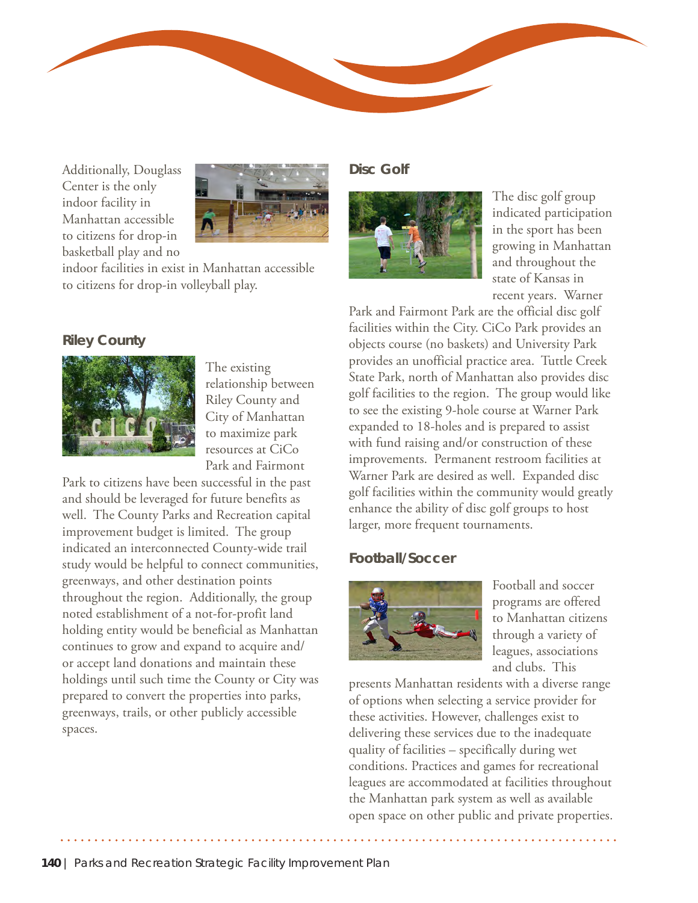Additionally, Douglass Center is the only indoor facility in Manhattan accessible to citizens for drop-in basketball play and no indoor facilities in exist in Manhattan accessible to citizens for drop-in volleyball play.

### Riley County

The existing relationship between Riley County and City of Manhattan to maximize park resources at CiCo Park and Fairmont Park to citizens have been successful in the past and should be leveraged for future benefits as well. The County Parks and Recreation capital improvement budget is limited. The group indicated an interconnected County-wide trail study would be helpful to connect communities, greenways, and other destination points throughout the region. Additionally, the group noted establishment of a not-for-profit land holding entity would be beneficial as Manhattan continues to grow and expand to acquire and/or accept land donations and maintain these holdings until such time the County or City was prepared to convert the properties into parks, greenways, trails, or other publicly accessible spaces.

### Disc Golf

The disc golf group indicated participation in the sport has been growing in Manhattan and throughout the state of Kansas in recent years. Warner Park and Fairmont Park are the official disc golf facilities within the City. CiCo Park provides an objects course (no baskets) and University Park provides an unofficial practice area. Tuttle Creek State Park, north of Manhattan also provides disc golf facilities to the region. The group would like to see the existing 9-hole course at Warner Park expanded to 18-holes and is prepared to assist with fund raising and/or construction of these improvements. Permanent restroom facilities at Warner Park are desired as well. Expanded disc golf facilities within the community would greatly enhance the ability of disc golf groups to host larger, more frequent tournaments.

### Football/Soccer

Football and soccer programs are offered to Manhattan citizens through a variety of leagues, associations and clubs. This presents Manhattan residents with a diverse range of options when selecting a service provider for these activities. However, challenges exist to delivering these services due to the inadequate quality of facilities – specifically during wet conditions. Practices and games for recreational leagues are accommodated at facilities throughout the Manhattan park system as well as available open space on other public and private properties.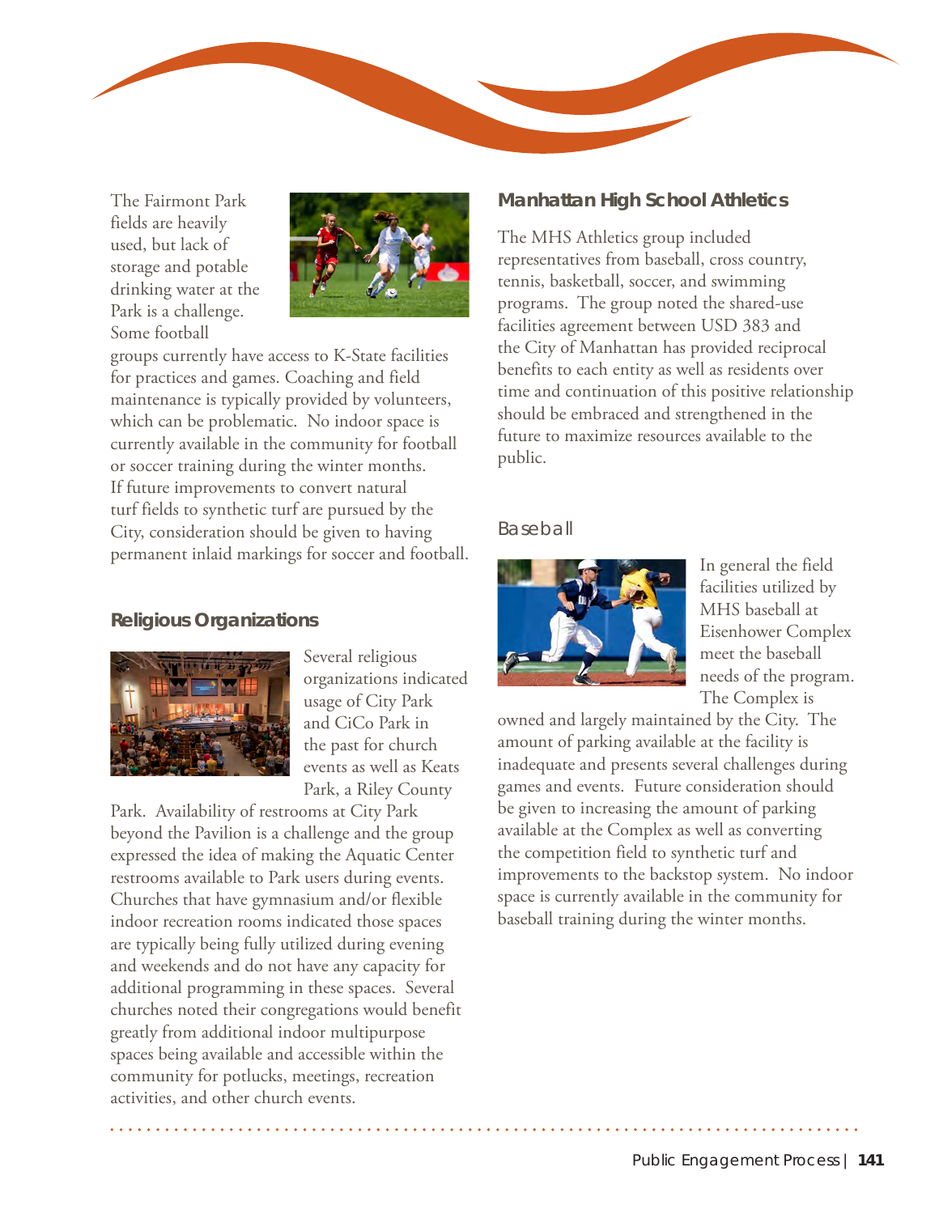The Fairmont Park fields are heavily used, but lack of storage and potable drinking water at the Park is a challenge. Some football groups currently have access to K-State facilities for practices and games. Coaching and field maintenance is typically provided by volunteers, which can be problematic. No indoor space is currently available in the community for football or soccer training during the winter months. If future improvements to convert natural turf fields to synthetic turf are pursued by the City, consideration should be given to having permanent inlaid markings for soccer and football.

### Religious Organizations

Several religious organizations indicated usage of City Park and CiCo Park in the past for church events as well as Keats Park, a Riley County Park. Availability of restrooms at City Park beyond the Pavilion is a challenge and the group expressed the idea of making the Aquatic Center restrooms available to Park users during events. Churches that have gymnasium and/or flexible indoor recreation rooms indicated those spaces are typically being fully utilized during evening and weekends and do not have any capacity for additional programming in these spaces. Several churches noted their congregations would benefit greatly from additional indoor multipurpose spaces being available and accessible within the community for potlucks, meetings, recreation activities, and other church events.

### Manhattan High School Athletics

The MHS Athletics group included representatives from baseball, cross country, tennis, basketball, soccer, and swimming programs. The group noted the shared-use facilities agreement between USD 383 and the City of Manhattan has provided reciprocal benefits to each entity as well as residents over time and continuation of this positive relationship should be embraced and strengthened in the future to maximize resources available to the public.

#### Baseball

In general the field facilities utilized by MHS baseball at Eisenhower Complex meet the baseball needs of the program. The Complex is owned and largely maintained by the City. The amount of parking available at the facility is inadequate and presents several challenges during games and events. Future consideration should be given to increasing the amount of parking available at the Complex as well as converting the competition field to synthetic turf and improvements to the backstop system. No indoor space is currently available in the community for baseball training during the winter months.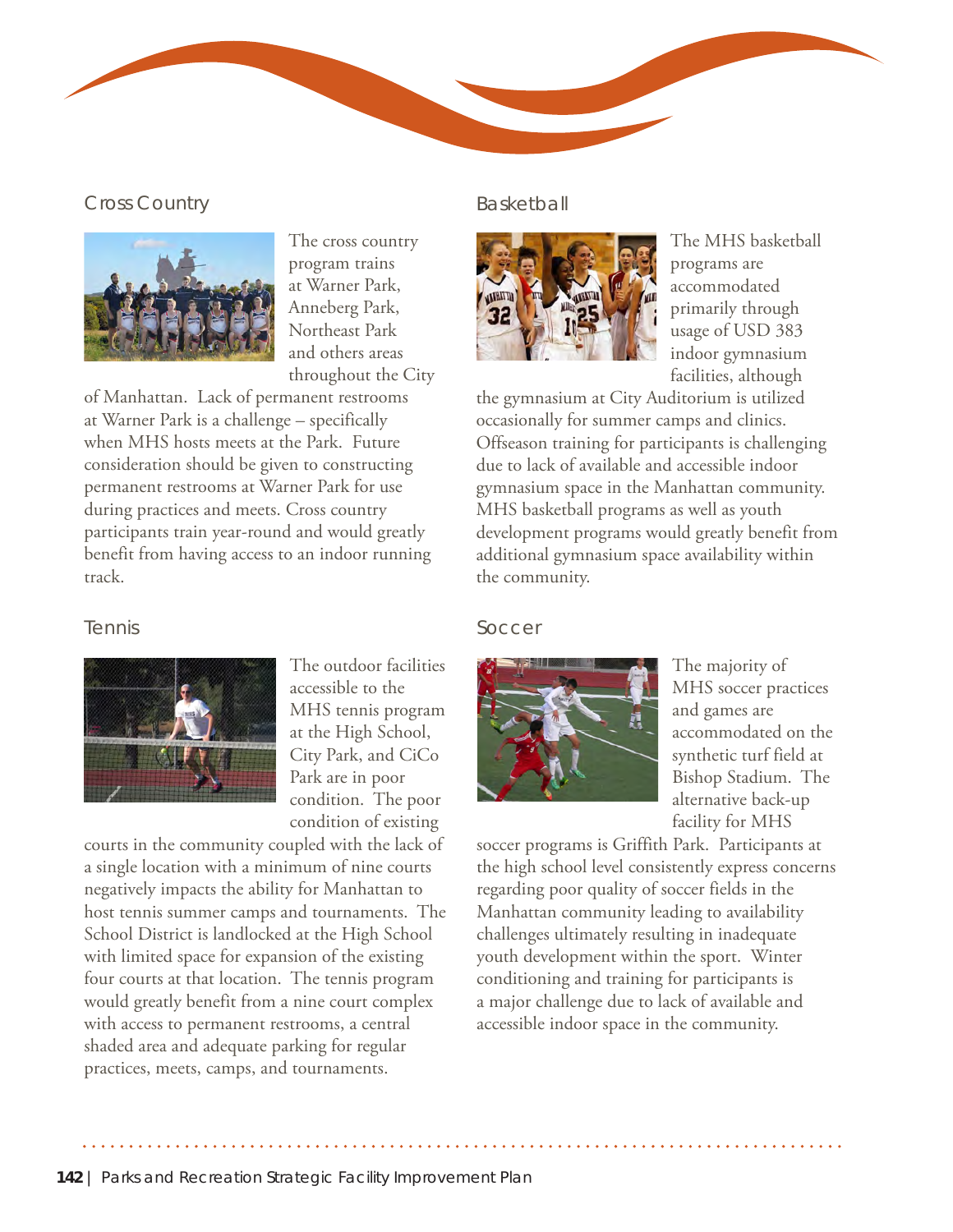## Cross Country

The cross country program trains at Warner Park, Anneberg Park, Northeast Park and others areas throughout the City of Manhattan. Lack of permanent restrooms at Warner Park is a challenge – specifically when MHS hosts meets at the Park. Future consideration should be given to constructing permanent restrooms at Warner Park for use during practices and meets. Cross country participants train year-round and would greatly benefit from having access to an indoor running track.

## Tennis

The outdoor facilities accessible to the MHS tennis program at the High School, City Park, and CiCo Park are in poor condition. The poor condition of existing courts in the community coupled with the lack of a single location with a minimum of nine courts negatively impacts the ability for Manhattan to host tennis summer camps and tournaments. The School District is landlocked at the High School with limited space for expansion of the existing four courts at that location. The tennis program would greatly benefit from a nine court complex with access to permanent restrooms, a central shaded area and adequate parking for regular practices, meets, camps, and tournaments.

## Basketball

The MHS basketball programs are accommodated primarily through usage of USD 383 indoor gymnasium facilities, although the gymnasium at City Auditorium is utilized occasionally for summer camps and clinics. Offseason training for participants is challenging due to lack of available and accessible indoor gymnasium space in the Manhattan community. MHS basketball programs as well as youth development programs would greatly benefit from additional gymnasium space availability within the community.

## Soccer

The majority of MHS soccer practices and games are accommodated on the synthetic turf field at Bishop Stadium. The alternative back-up facility for MHS soccer programs is Griffith Park. Participants at the high school level consistently express concerns regarding poor quality of soccer fields in the Manhattan community leading to availability challenges ultimately resulting in inadequate youth development within the sport. Winter conditioning and training for participants is a major challenge due to lack of available and accessible indoor space in the community.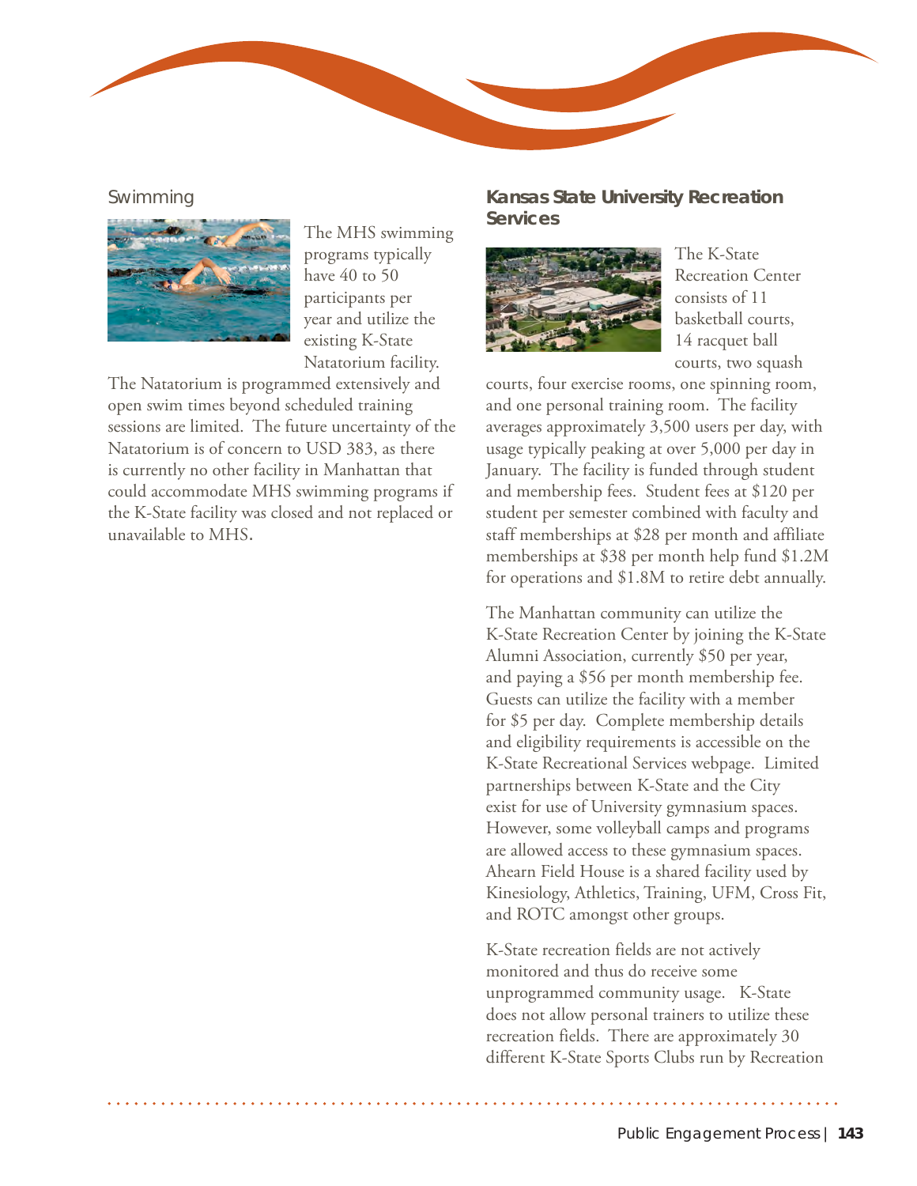### Swimming

The MHS swimming programs typically have 40 to 50 participants per year and utilize the existing K-State Natatorium facility. The Natatorium is programmed extensively and open swim times beyond scheduled training sessions are limited. The future uncertainty of the Natatorium is of concern to USD 383, as there is currently no other facility in Manhattan that could accommodate MHS swimming programs if the K-State facility was closed and not replaced or unavailable to MHS.

### Kansas State University Recreation Services

The K-State Recreation Center consists of 11 basketball courts, 14 racquet ball courts, two squash courts, four exercise rooms, one spinning room, and one personal training room. The facility averages approximately 3,500 users per day, with usage typically peaking at over 5,000 per day in January. The facility is funded through student and membership fees. Student fees at $120 per student per semester combined with faculty and staff memberships at $28 per month and affiliate memberships at $38 per month help fund $1.2M for operations and $1.8M to retire debt annually.

The Manhattan community can utilize the K-State Recreation Center by joining the K-State Alumni Association, currently $50 per year, and paying a $56 per month membership fee. Guests can utilize the facility with a member for $5 per day. Complete membership details and eligibility requirements is accessible on the K-State Recreational Services webpage. Limited partnerships between K-State and the City exist for use of University gymnasium spaces. However, some volleyball camps and programs are allowed access to these gymnasium spaces. Ahearn Field House is a shared facility used by Kinesiology, Athletics, Training, UFM, Cross Fit, and ROTC amongst other groups.

K-State recreation fields are not actively monitored and thus do receive some unprogrammed community usage. K-State does not allow personal trainers to utilize these recreation fields. There are approximately 30 different K-State Sports Clubs run by Recreation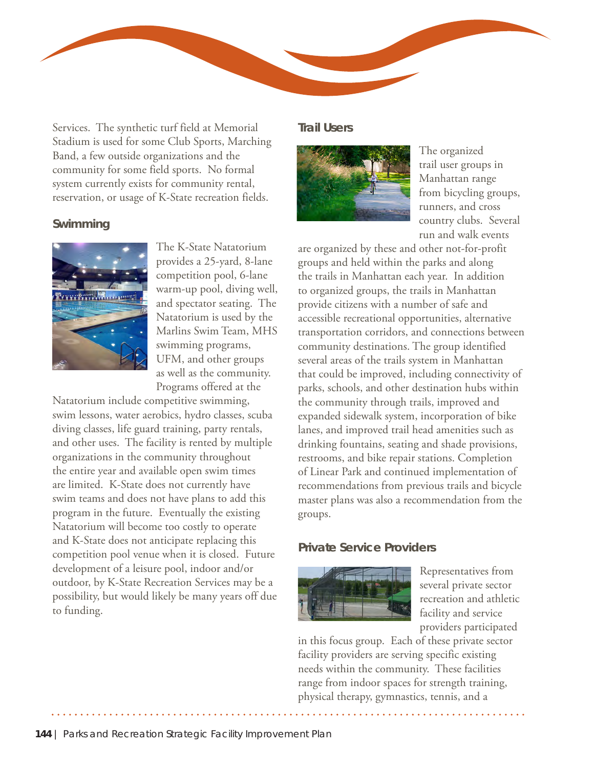Services. The synthetic turf field at Memorial Stadium is used for some Club Sports, Marching Band, a few outside organizations and the community for some field sports. No formal system currently exists for community rental, reservation, or usage of K-State recreation fields.

### Swimming

The K-State Natatorium provides a 25-yard, 8-lane competition pool, 6-lane warm-up pool, diving well, and spectator seating. The Natatorium is used by the Marlins Swim Team, MHS swimming programs, UFM, and other groups as well as the community. Programs offered at the Natatorium include competitive swimming, swim lessons, water aerobics, hydro classes, scuba diving classes, life guard training, party rentals, and other uses. The facility is rented by multiple organizations in the community throughout the entire year and available open swim times are limited. K-State does not currently have swim teams and does not have plans to add this program in the future. Eventually the existing Natatorium will become too costly to operate and K-State does not anticipate replacing this competition pool venue when it is closed. Future development of a leisure pool, indoor and/or outdoor, by K-State Recreation Services may be a possibility, but would likely be many years off due to funding.

### Trail Users

The organized trail user groups in Manhattan range from bicycling groups, runners, and cross country clubs. Several run and walk events are organized by these and other not-for-profit groups and held within the parks and along the trails in Manhattan each year. In addition to organized groups, the trails in Manhattan provide citizens with a number of safe and accessible recreational opportunities, alternative transportation corridors, and connections between community destinations. The group identified several areas of the trails system in Manhattan that could be improved, including connectivity of parks, schools, and other destination hubs within the community through trails, improved and expanded sidewalk system, incorporation of bike lanes, and improved trail head amenities such as drinking fountains, seating and shade provisions, restrooms, and bike repair stations. Completion of Linear Park and continued implementation of recommendations from previous trails and bicycle master plans was also a recommendation from the groups.

### Private Service Providers

Representatives from several private sector recreation and athletic facility and service providers participated in this focus group. Each of these private sector facility providers are serving specific existing needs within the community. These facilities range from indoor spaces for strength training, physical therapy, gymnastics, tennis, and a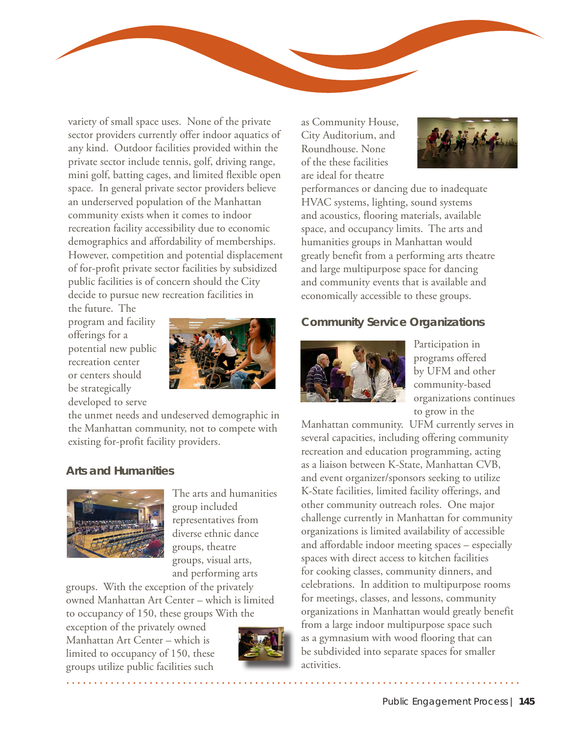variety of small space uses. None of the private sector providers currently offer indoor aquatics of any kind. Outdoor facilities provided within the private sector include tennis, golf, driving range, mini golf, batting cages, and limited flexible open space. In general private sector providers believe an underserved population of the Manhattan community exists when it comes to indoor recreation facility accessibility due to economic demographics and affordability of memberships. However, competition and potential displacement of for-profit private sector facilities by subsidized public facilities is of concern should the City decide to pursue new recreation facilities in the future. The program and facility offerings for a potential new public recreation center or centers should be strategically developed to serve the unmet needs and undeserved demographic in the Manhattan community, not to compete with existing for-profit facility providers.

## Arts and Humanities

The arts and humanities group included representatives from diverse ethnic dance groups, theatre groups, visual arts, and performing arts groups. With the exception of the privately owned Manhattan Art Center – which is limited to occupancy of 150, these groups With the exception of the privately owned Manhattan Art Center – which is limited to occupancy of 150, these groups utilize public facilities such as Community House, City Auditorium, and Roundhouse. None of the these facilities are ideal for theatre performances or dancing due to inadequate HVAC systems, lighting, sound systems and acoustics, flooring materials, available space, and occupancy limits. The arts and humanities groups in Manhattan would greatly benefit from a performing arts theatre and large multipurpose space for dancing and community events that is available and economically accessible to these groups.

## Community Service Organizations

Participation in programs offered by UFM and other community-based organizations continues to grow in the Manhattan community. UFM currently serves in several capacities, including offering community recreation and education programming, acting as a liaison between K-State, Manhattan CVB, and event organizer/sponsors seeking to utilize K-State facilities, limited facility offerings, and other community outreach roles. One major challenge currently in Manhattan for community organizations is limited availability of accessible and affordable indoor meeting spaces – especially spaces with direct access to kitchen facilities for cooking classes, community dinners, and celebrations. In addition to multipurpose rooms for meetings, classes, and lessons, community organizations in Manhattan would greatly benefit from a large indoor multipurpose space such as a gymnasium with wood flooring that can be subdivided into separate spaces for smaller activities.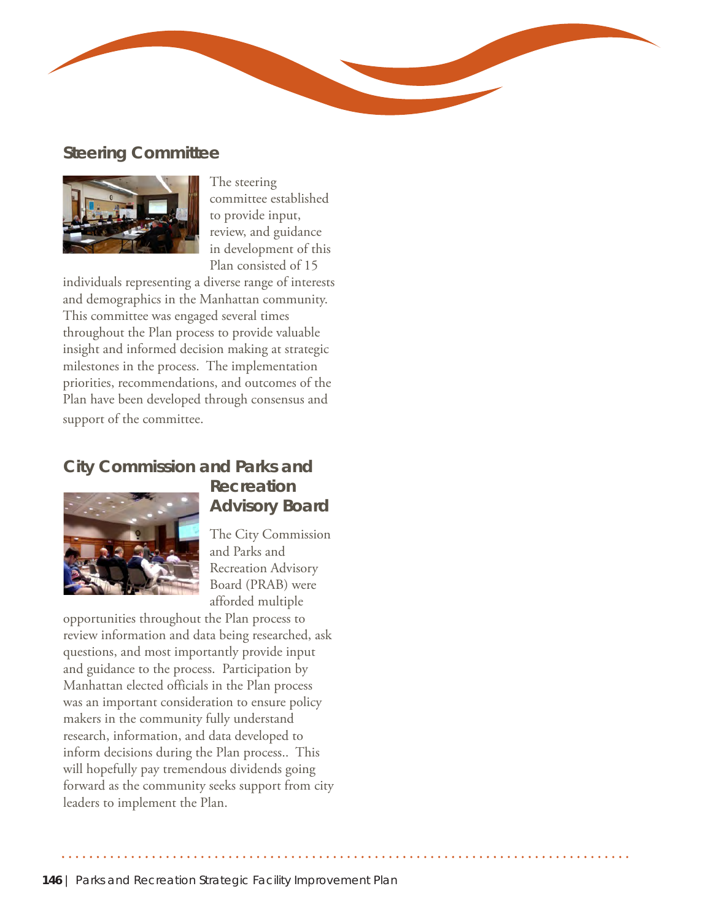## Steering Committee

The steering committee established to provide input, review, and guidance in development of this Plan consisted of 15 individuals representing a diverse range of interests and demographics in the Manhattan community. This committee was engaged several times throughout the Plan process to provide valuable insight and informed decision making at strategic milestones in the process. The implementation priorities, recommendations, and outcomes of the Plan have been developed through consensus and support of the committee.

## City Commission and Parks and Recreation Advisory Board

The City Commission and Parks and Recreation Advisory Board (PRAB) were afforded multiple opportunities throughout the Plan process to review information and data being researched, ask questions, and most importantly provide input and guidance to the process. Participation by Manhattan elected officials in the Plan process was an important consideration to ensure policy makers in the community fully understand research, information, and data developed to inform decisions during the Plan process.. This will hopefully pay tremendous dividends going forward as the community seeks support from city leaders to implement the Plan.